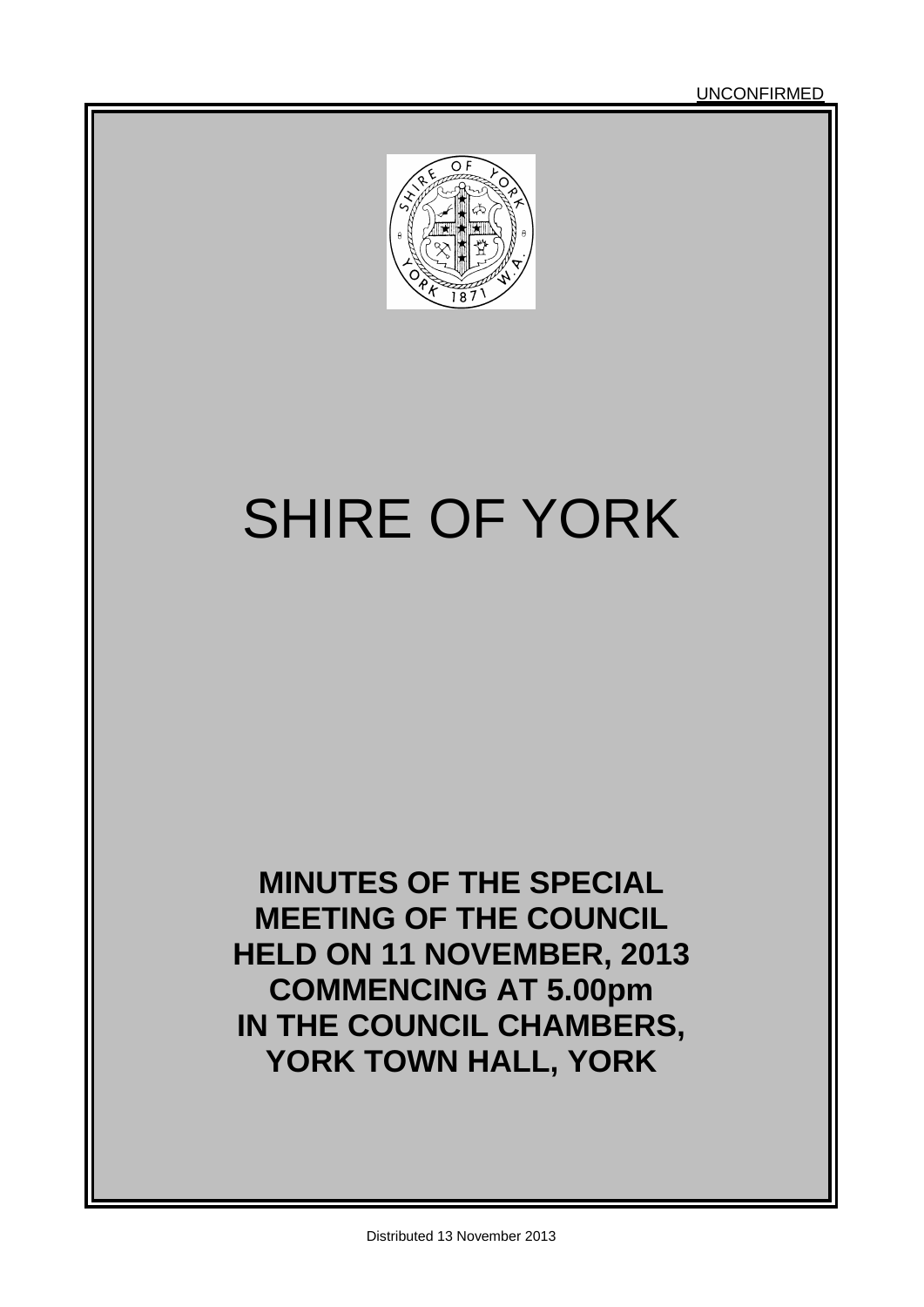UNCONFIRMED

# SHIRE OF YORK

**MINUTES OF THE SPECIAL MEETING OF THE COUNCIL HELD ON 11 NOVEMBER, 2013 COMMENCING AT 5.00pm IN THE COUNCIL CHAMBERS, YORK TOWN HALL, YORK**

Distributed 13 November 2013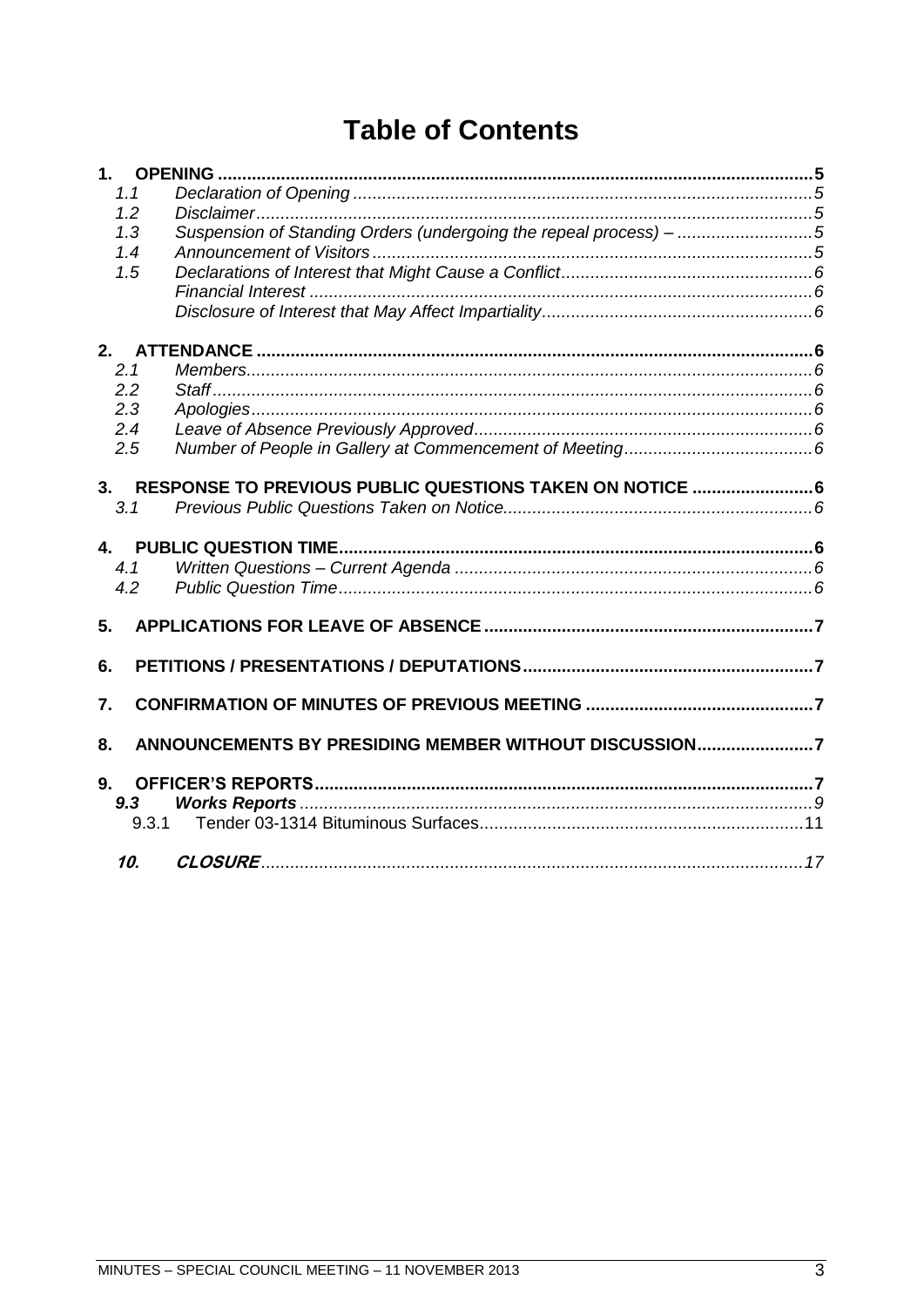# Table of Contents

**1. OPENING** .......... **5**

- 1.1 *Declaration of Opening* .......... *5*
- 1.2 *Disclaimer* .......... *5*
- 1.3 *Suspension of Standing Orders (undergoing the repeal process) –* .......... *5*
- 1.4 *Announcement of Visitors* .......... *5*
- 1.5 *Declarations of Interest that Might Cause a Conflict* .......... *6*
  - *Financial Interest* .......... *6*
  - *Disclosure of Interest that May Affect Impartiality* .......... *6*

**2. ATTENDANCE** .......... **6**

- 2.1 *Members* .......... *6*
- 2.2 *Staff* .......... *6*
- 2.3 *Apologies* .......... *6*
- 2.4 *Leave of Absence Previously Approved* .......... *6*
- 2.5 *Number of People in Gallery at Commencement of Meeting* .......... *6*

**3. RESPONSE TO PREVIOUS PUBLIC QUESTIONS TAKEN ON NOTICE** .......... **6**

- 3.1 *Previous Public Questions Taken on Notice* .......... *6*

**4. PUBLIC QUESTION TIME** .......... **6**

- 4.1 *Written Questions – Current Agenda* .......... *6*
- 4.2 *Public Question Time* .......... *6*

**5. APPLICATIONS FOR LEAVE OF ABSENCE** .......... **7**

**6. PETITIONS / PRESENTATIONS / DEPUTATIONS** .......... **7**

**7. CONFIRMATION OF MINUTES OF PREVIOUS MEETING** .......... **7**

**8. ANNOUNCEMENTS BY PRESIDING MEMBER WITHOUT DISCUSSION** .......... **7**

**9. OFFICER'S REPORTS** .......... **7**

- ***9.3 Works Reports*** .......... *9*
  - 9.3.1 Tender 03-1314 Bituminous Surfaces .......... 11

***10. CLOSURE*** .......... *17*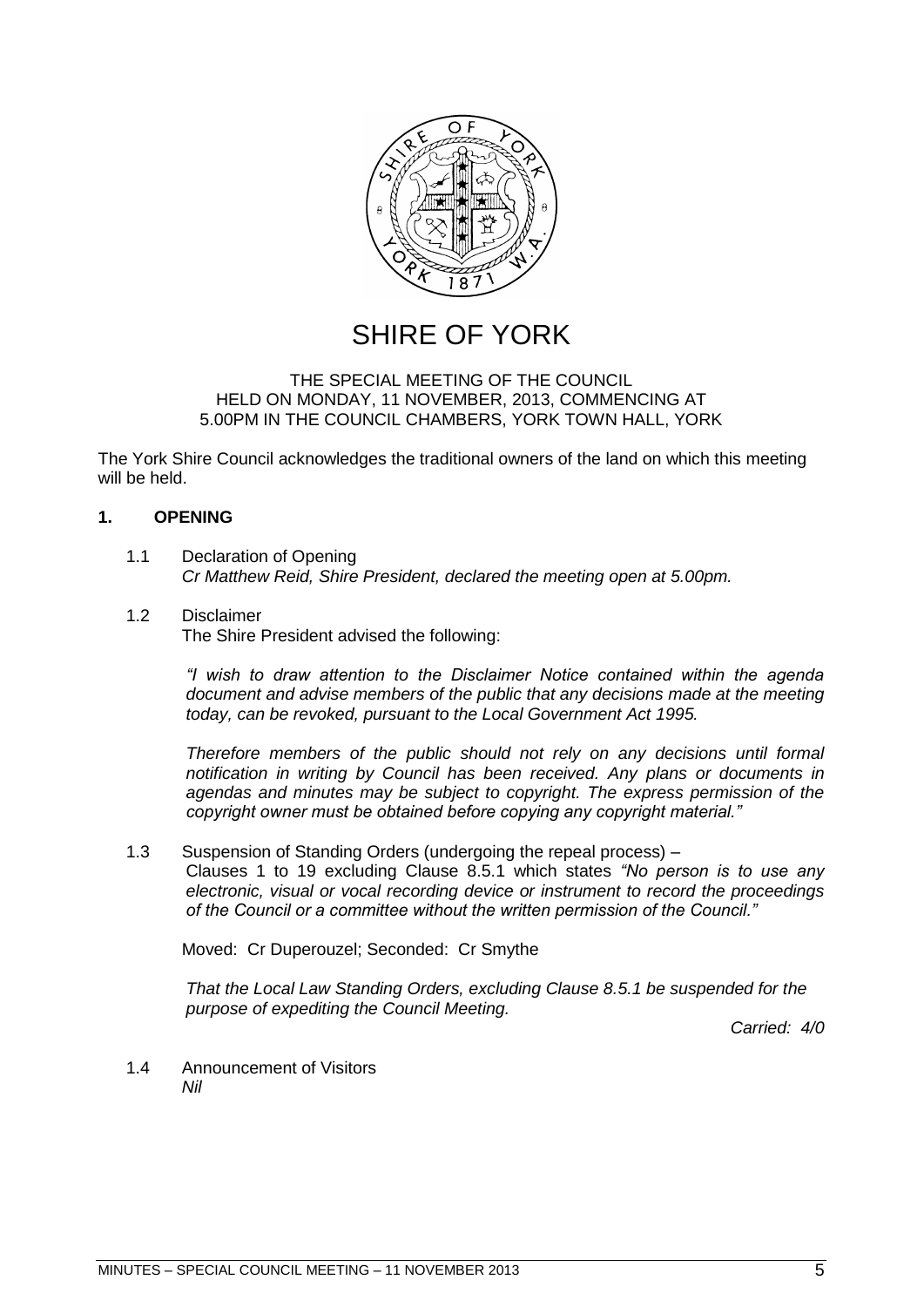# SHIRE OF YORK

THE SPECIAL MEETING OF THE COUNCIL
HELD ON MONDAY, 11 NOVEMBER, 2013, COMMENCING AT
5.00PM IN THE COUNCIL CHAMBERS, YORK TOWN HALL, YORK

The York Shire Council acknowledges the traditional owners of the land on which this meeting will be held.

## 1. OPENING

1.1 Declaration of Opening
*Cr Matthew Reid, Shire President, declared the meeting open at 5.00pm.*

1.2 Disclaimer
The Shire President advised the following:

> *"I wish to draw attention to the Disclaimer Notice contained within the agenda document and advise members of the public that any decisions made at the meeting today, can be revoked, pursuant to the Local Government Act 1995.*
>
> *Therefore members of the public should not rely on any decisions until formal notification in writing by Council has been received. Any plans or documents in agendas and minutes may be subject to copyright. The express permission of the copyright owner must be obtained before copying any copyright material."*

1.3 Suspension of Standing Orders (undergoing the repeal process) –
Clauses 1 to 19 excluding Clause 8.5.1 which states *"No person is to use any electronic, visual or vocal recording device or instrument to record the proceedings of the Council or a committee without the written permission of the Council."*

Moved: Cr Duperouzel; Seconded: Cr Smythe

*That the Local Law Standing Orders, excluding Clause 8.5.1 be suspended for the purpose of expediting the Council Meeting.*

*Carried: 4/0*

1.4 Announcement of Visitors
*Nil*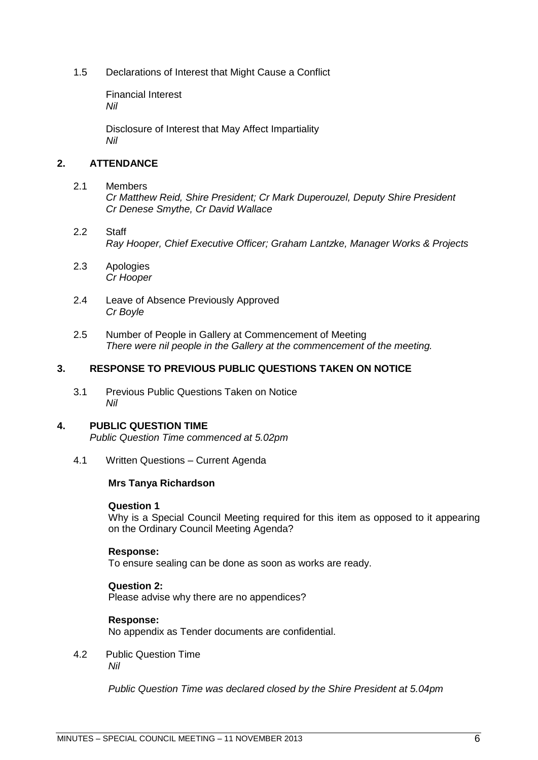1.5 Declarations of Interest that Might Cause a Conflict

Financial Interest
*Nil*

Disclosure of Interest that May Affect Impartiality
*Nil*

## 2. ATTENDANCE

2.1 Members
*Cr Matthew Reid, Shire President; Cr Mark Duperouzel, Deputy Shire President*
*Cr Denese Smythe, Cr David Wallace*

2.2 Staff
*Ray Hooper, Chief Executive Officer; Graham Lantzke, Manager Works & Projects*

2.3 Apologies
*Cr Hooper*

2.4 Leave of Absence Previously Approved
*Cr Boyle*

2.5 Number of People in Gallery at Commencement of Meeting
*There were nil people in the Gallery at the commencement of the meeting.*

## 3. RESPONSE TO PREVIOUS PUBLIC QUESTIONS TAKEN ON NOTICE

3.1 Previous Public Questions Taken on Notice
*Nil*

## 4. PUBLIC QUESTION TIME

*Public Question Time commenced at 5.02pm*

4.1 Written Questions – Current Agenda

**Mrs Tanya Richardson**

**Question 1**
Why is a Special Council Meeting required for this item as opposed to it appearing on the Ordinary Council Meeting Agenda?

**Response:**
To ensure sealing can be done as soon as works are ready.

**Question 2:**
Please advise why there are no appendices?

**Response:**
No appendix as Tender documents are confidential.

4.2 Public Question Time
*Nil*

*Public Question Time was declared closed by the Shire President at 5.04pm*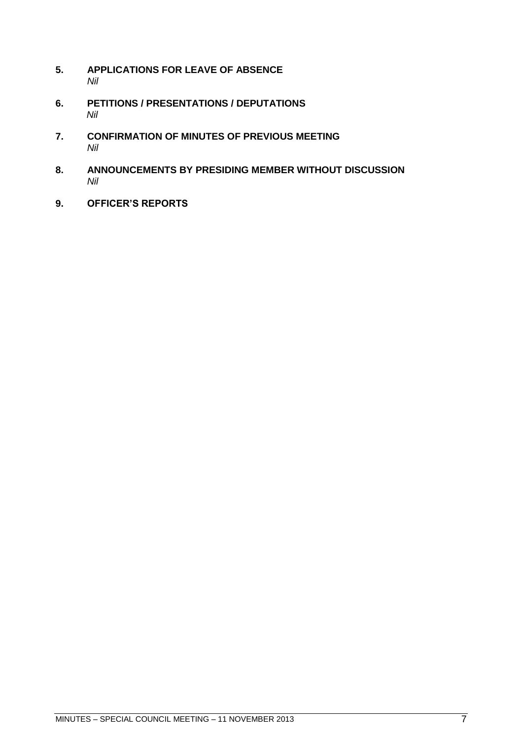## 5. APPLICATIONS FOR LEAVE OF ABSENCE

*Nil*

## 6. PETITIONS / PRESENTATIONS / DEPUTATIONS

*Nil*

## 7. CONFIRMATION OF MINUTES OF PREVIOUS MEETING

*Nil*

## 8. ANNOUNCEMENTS BY PRESIDING MEMBER WITHOUT DISCUSSION

*Nil*

## 9. OFFICER'S REPORTS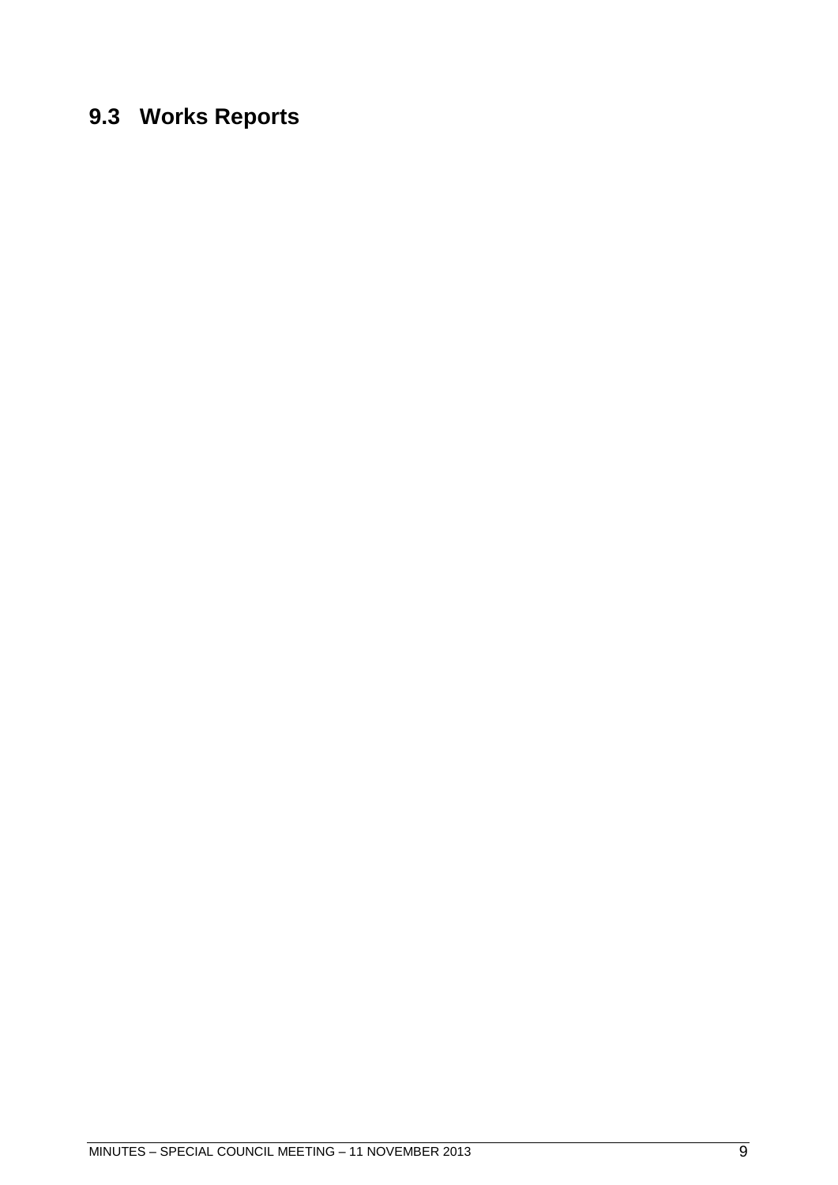## 9.3 Works Reports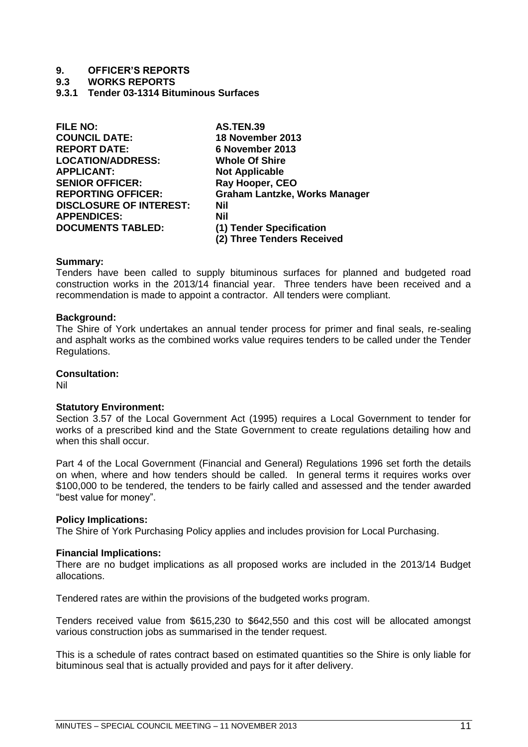# 9. OFFICER'S REPORTS

## 9.3 WORKS REPORTS

### 9.3.1 Tender 03-1314 Bituminous Surfaces

| | |
|---|---|
| **FILE NO:** | **AS.TEN.39** |
| **COUNCIL DATE:** | **18 November 2013** |
| **REPORT DATE:** | **6 November 2013** |
| **LOCATION/ADDRESS:** | **Whole Of Shire** |
| **APPLICANT:** | **Not Applicable** |
| **SENIOR OFFICER:** | **Ray Hooper, CEO** |
| **REPORTING OFFICER:** | **Graham Lantzke, Works Manager** |
| **DISCLOSURE OF INTEREST:** | **Nil** |
| **APPENDICES:** | **Nil** |
| **DOCUMENTS TABLED:** | **(1) Tender Specification** <br> **(2) Three Tenders Received** |

**Summary:**
Tenders have been called to supply bituminous surfaces for planned and budgeted road construction works in the 2013/14 financial year. Three tenders have been received and a recommendation is made to appoint a contractor. All tenders were compliant.

**Background:**
The Shire of York undertakes an annual tender process for primer and final seals, re-sealing and asphalt works as the combined works value requires tenders to be called under the Tender Regulations.

**Consultation:**
Nil

**Statutory Environment:**
Section 3.57 of the Local Government Act (1995) requires a Local Government to tender for works of a prescribed kind and the State Government to create regulations detailing how and when this shall occur.

Part 4 of the Local Government (Financial and General) Regulations 1996 set forth the details on when, where and how tenders should be called. In general terms it requires works over $100,000 to be tendered, the tenders to be fairly called and assessed and the tender awarded "best value for money".

**Policy Implications:**
The Shire of York Purchasing Policy applies and includes provision for Local Purchasing.

**Financial Implications:**
There are no budget implications as all proposed works are included in the 2013/14 Budget allocations.

Tendered rates are within the provisions of the budgeted works program.

Tenders received value from $615,230 to $642,550 and this cost will be allocated amongst various construction jobs as summarised in the tender request.

This is a schedule of rates contract based on estimated quantities so the Shire is only liable for bituminous seal that is actually provided and pays for it after delivery.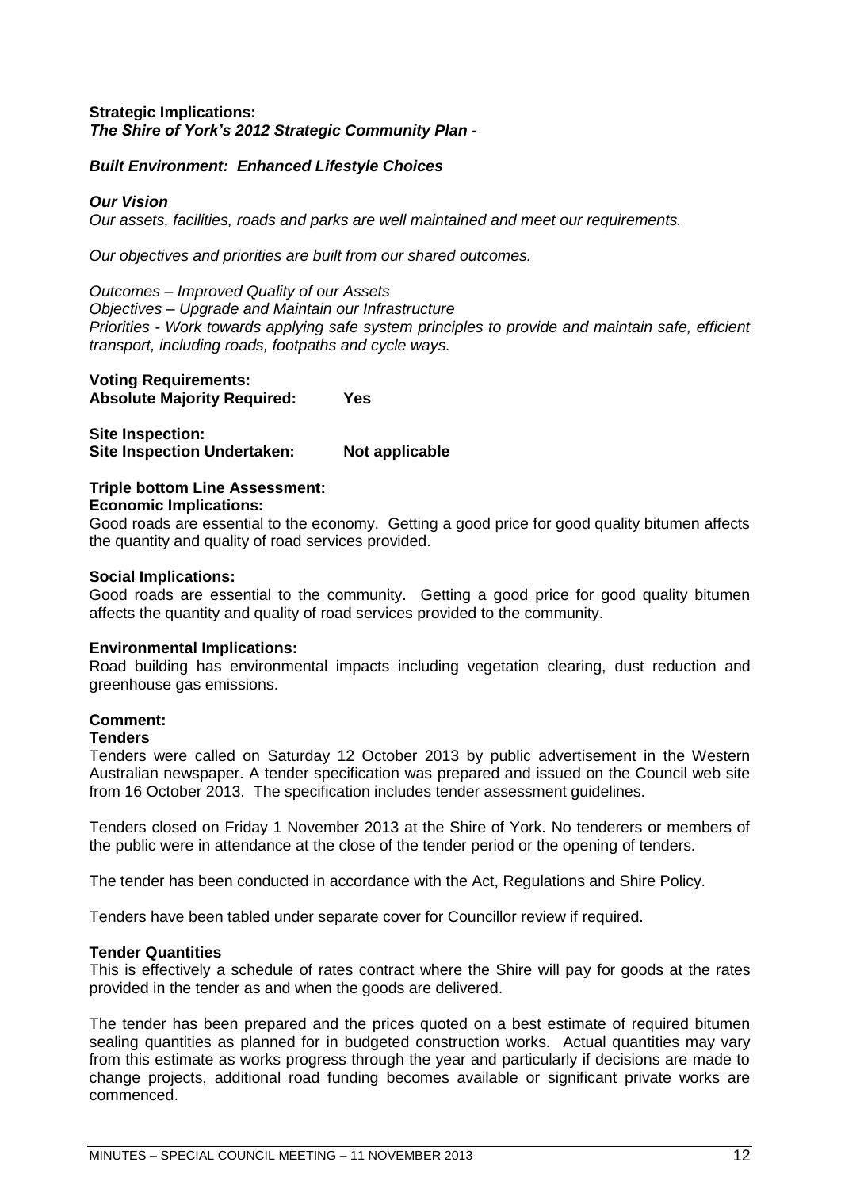**Strategic Implications:**
***The Shire of York's 2012 Strategic Community Plan -***

***Built Environment: Enhanced Lifestyle Choices***

***Our Vision***
*Our assets, facilities, roads and parks are well maintained and meet our requirements.*

*Our objectives and priorities are built from our shared outcomes.*

*Outcomes – Improved Quality of our Assets*
*Objectives – Upgrade and Maintain our Infrastructure*
*Priorities - Work towards applying safe system principles to provide and maintain safe, efficient transport, including roads, footpaths and cycle ways.*

**Voting Requirements:**
**Absolute Majority Required: Yes**

**Site Inspection:**
**Site Inspection Undertaken: Not applicable**

**Triple bottom Line Assessment:**
**Economic Implications:**
Good roads are essential to the economy. Getting a good price for good quality bitumen affects the quantity and quality of road services provided.

**Social Implications:**
Good roads are essential to the community. Getting a good price for good quality bitumen affects the quantity and quality of road services provided to the community.

**Environmental Implications:**
Road building has environmental impacts including vegetation clearing, dust reduction and greenhouse gas emissions.

**Comment:**
**Tenders**
Tenders were called on Saturday 12 October 2013 by public advertisement in the Western Australian newspaper. A tender specification was prepared and issued on the Council web site from 16 October 2013. The specification includes tender assessment guidelines.

Tenders closed on Friday 1 November 2013 at the Shire of York. No tenderers or members of the public were in attendance at the close of the tender period or the opening of tenders.

The tender has been conducted in accordance with the Act, Regulations and Shire Policy.

Tenders have been tabled under separate cover for Councillor review if required.

**Tender Quantities**
This is effectively a schedule of rates contract where the Shire will pay for goods at the rates provided in the tender as and when the goods are delivered.

The tender has been prepared and the prices quoted on a best estimate of required bitumen sealing quantities as planned for in budgeted construction works. Actual quantities may vary from this estimate as works progress through the year and particularly if decisions are made to change projects, additional road funding becomes available or significant private works are commenced.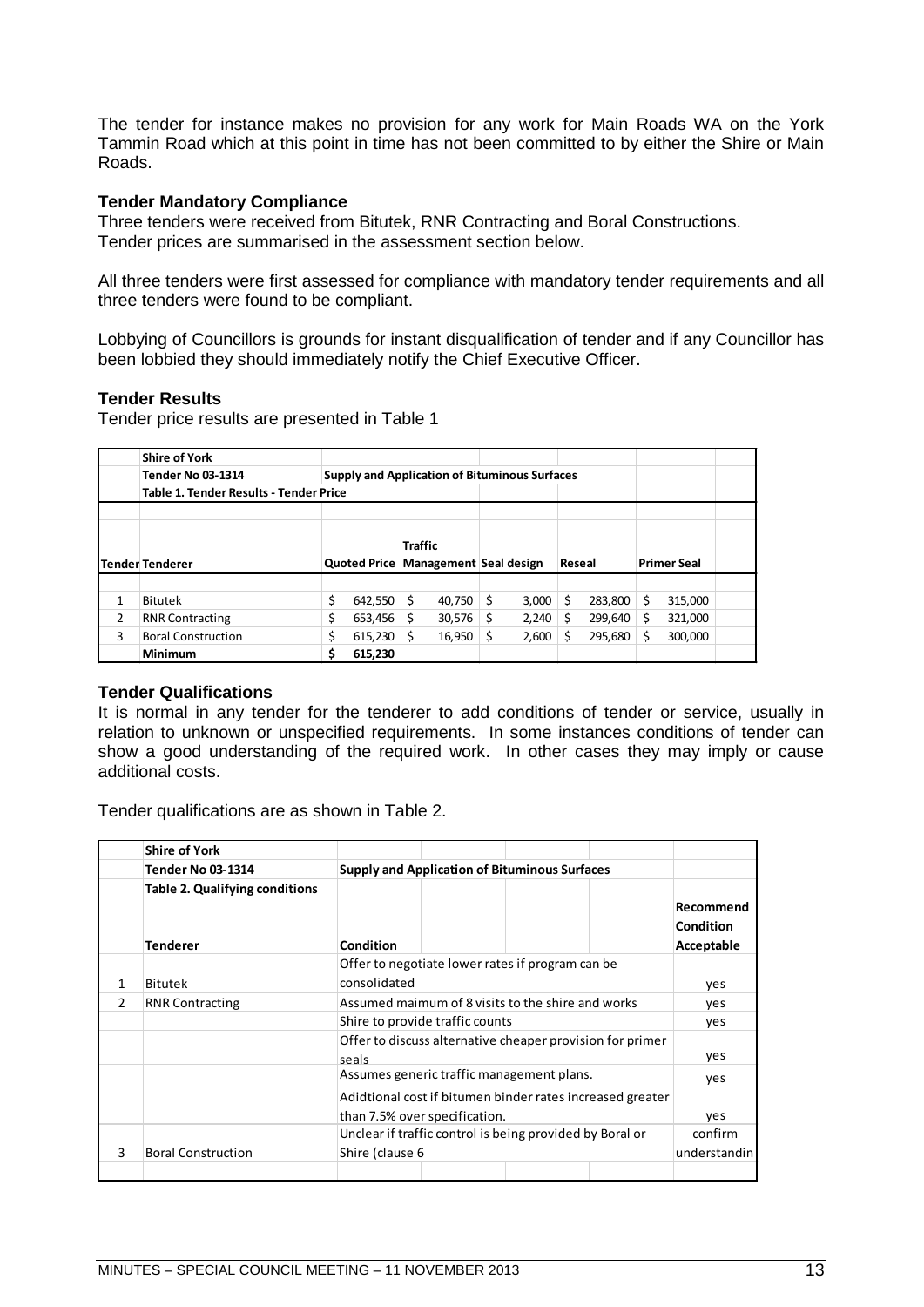The tender for instance makes no provision for any work for Main Roads WA on the York Tammin Road which at this point in time has not been committed to by either the Shire or Main Roads.

**Tender Mandatory Compliance**

Three tenders were received from Bitutek, RNR Contracting and Boral Constructions.
Tender prices are summarised in the assessment section below.

All three tenders were first assessed for compliance with mandatory tender requirements and all three tenders were found to be compliant.

Lobbying of Councillors is grounds for instant disqualification of tender and if any Councillor has been lobbied they should immediately notify the Chief Executive Officer.

**Tender Results**

Tender price results are presented in Table 1

| | Shire of York | | | | | |
|---|---|---|---|---|---|---|
| | Tender No 03-1314 | Supply and Application of Bituminous Surfaces | | | | |
| | Table 1. Tender Results - Tender Price | | | | | |
| Tender | Tenderer | Quoted Price | Traffic Management | Seal design | Reseal | Primer Seal |
| 1 | Bitutek | $ 642,550 | $ 40,750 | $ 3,000 | $ 283,800 | $ 315,000 |
| 2 | RNR Contracting | $ 653,456 | $ 30,576 | $ 2,240 | $ 299,640 | $ 321,000 |
| 3 | Boral Construction | $ 615,230 | $ 16,950 | $ 2,600 | $ 295,680 | $ 300,000 |
| | **Minimum** | **$ 615,230** | | | | |

**Tender Qualifications**

It is normal in any tender for the tenderer to add conditions of tender or service, usually in relation to unknown or unspecified requirements. In some instances conditions of tender can show a good understanding of the required work. In other cases they may imply or cause additional costs.

Tender qualifications are as shown in Table 2.

| | Shire of York | | |
|---|---|---|---|
| | Tender No 03-1314 | Supply and Application of Bituminous Surfaces | |
| | Table 2. Qualifying conditions | | |
| | Tenderer | Condition | Recommend Condition Acceptable |
| 1 | Bitutek | Offer to negotiate lower rates if program can be consolidated | yes |
| 2 | RNR Contracting | Assumed maimum of 8 visits to the shire and works | yes |
| | | Shire to provide traffic counts | yes |
| | | Offer to discuss alternative cheaper provision for primer seals | yes |
| | | Assumes generic traffic management plans. | yes |
| | | Adidtional cost if bitumen binder rates increased greater than 7.5% over specification. | yes |
| 3 | Boral Construction | Unclear if traffic control is being provided by Boral or Shire (clause 6 | confirm understandin |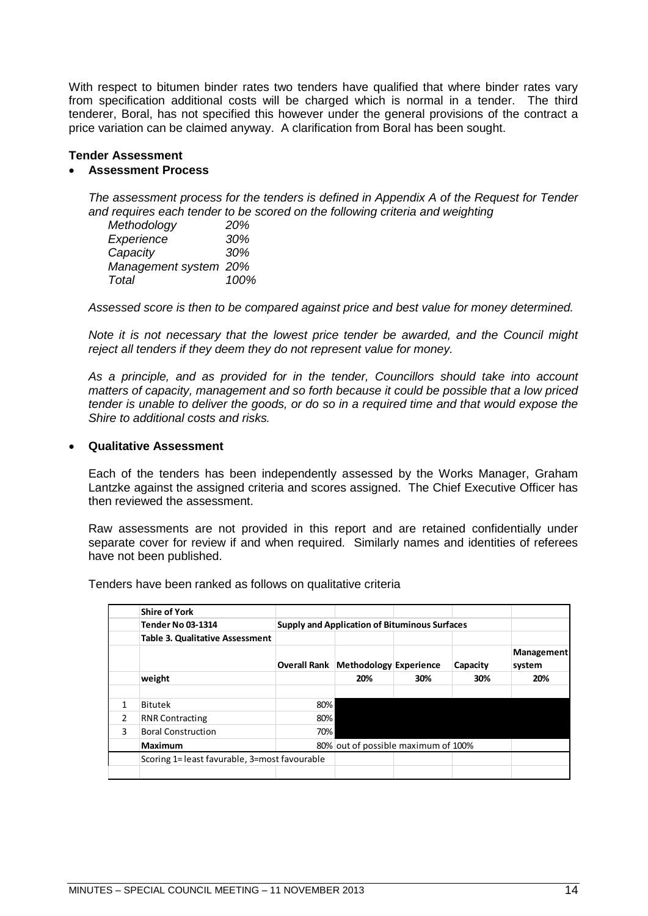With respect to bitumen binder rates two tenders have qualified that where binder rates vary from specification additional costs will be charged which is normal in a tender. The third tenderer, Boral, has not specified this however under the general provisions of the contract a price variation can be claimed anyway. A clarification from Boral has been sought.

**Tender Assessment**

- **Assessment Process**

*The assessment process for the tenders is defined in Appendix A of the Request for Tender and requires each tender to be scored on the following criteria and weighting*

| | |
|---|---|
| *Methodology* | *20%* |
| *Experience* | *30%* |
| *Capacity* | *30%* |
| *Management system* | *20%* |
| *Total* | *100%* |

*Assessed score is then to be compared against price and best value for money determined.*

*Note it is not necessary that the lowest price tender be awarded, and the Council might reject all tenders if they deem they do not represent value for money.*

*As a principle, and as provided for in the tender, Councillors should take into account matters of capacity, management and so forth because it could be possible that a low priced tender is unable to deliver the goods, or do so in a required time and that would expose the Shire to additional costs and risks.*

- **Qualitative Assessment**

Each of the tenders has been independently assessed by the Works Manager, Graham Lantzke against the assigned criteria and scores assigned. The Chief Executive Officer has then reviewed the assessment.

Raw assessments are not provided in this report and are retained confidentially under separate cover for review if and when required. Similarly names and identities of referees have not been published.

Tenders have been ranked as follows on qualitative criteria

| | **Shire of York** | | | | | |
|---|---|---|---|---|---|---|
| | **Tender No 03-1314** | **Supply and Application of Bituminous Surfaces** | | | | |
| | **Table 3. Qualitative Assessment** | | | | | |
| | | **Overall Rank** | **Methodology** | **Experience** | **Capacity** | **Management system** |
| | **weight** | | **20%** | **30%** | **30%** | **20%** |
| 1 | Bitutek | 80% | | | | |
| 2 | RNR Contracting | 80% | | | | |
| 3 | Boral Construction | 70% | | | | |
| | **Maximum** | 80% | out of possible maximum of 100% | | | |
| | Scoring 1= least favurable, 3=most favourable | | | | | |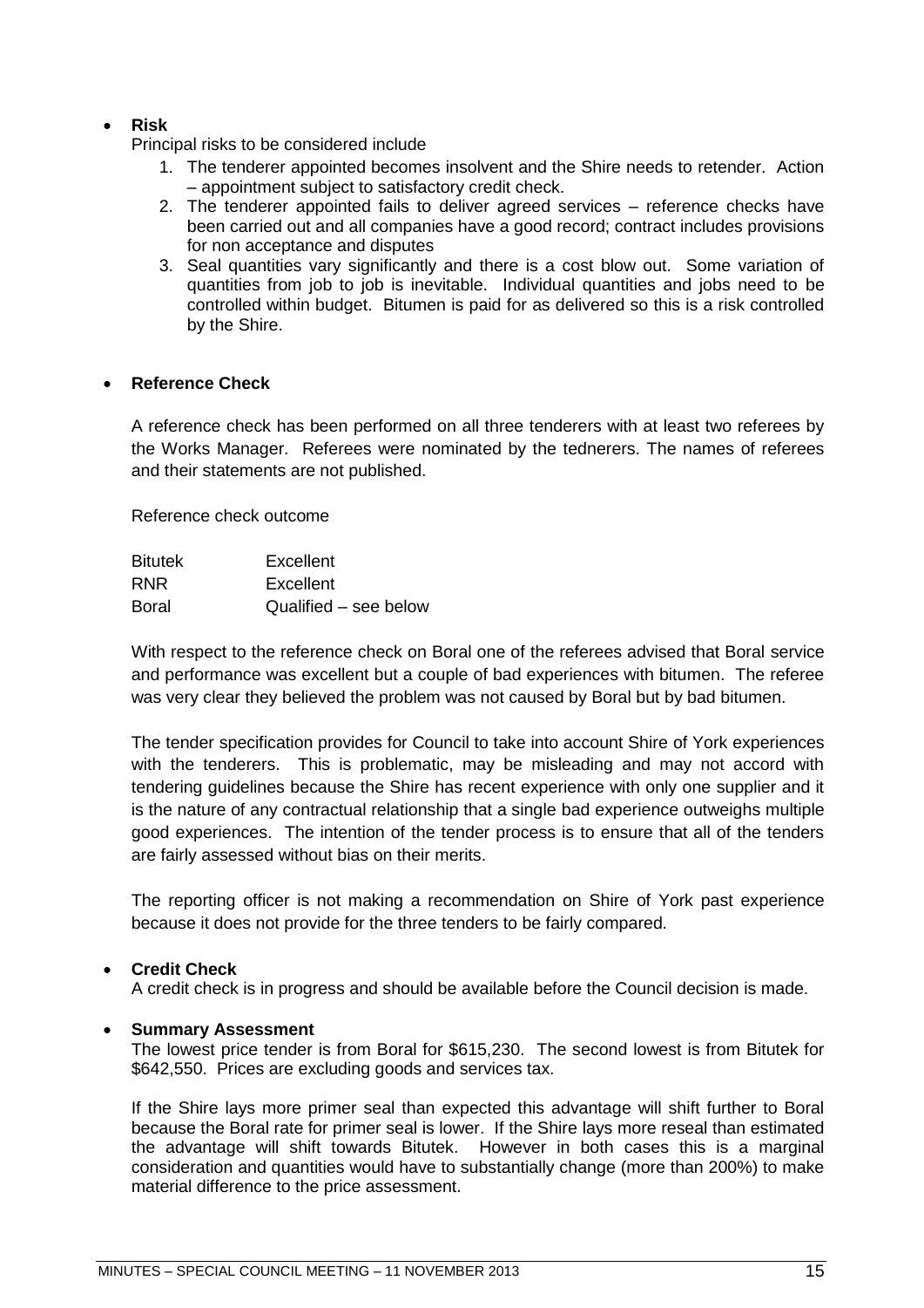- **Risk**

  Principal risks to be considered include

  1. The tenderer appointed becomes insolvent and the Shire needs to retender. Action – appointment subject to satisfactory credit check.
  2. The tenderer appointed fails to deliver agreed services – reference checks have been carried out and all companies have a good record; contract includes provisions for non acceptance and disputes
  3. Seal quantities vary significantly and there is a cost blow out. Some variation of quantities from job to job is inevitable. Individual quantities and jobs need to be controlled within budget. Bitumen is paid for as delivered so this is a risk controlled by the Shire.

- **Reference Check**

  A reference check has been performed on all three tenderers with at least two referees by the Works Manager. Referees were nominated by the tednerers. The names of referees and their statements are not published.

  Reference check outcome

  | | |
  |---|---|
  | Bitutek | Excellent |
  | RNR | Excellent |
  | Boral | Qualified – see below |

  With respect to the reference check on Boral one of the referees advised that Boral service and performance was excellent but a couple of bad experiences with bitumen. The referee was very clear they believed the problem was not caused by Boral but by bad bitumen.

  The tender specification provides for Council to take into account Shire of York experiences with the tenderers. This is problematic, may be misleading and may not accord with tendering guidelines because the Shire has recent experience with only one supplier and it is the nature of any contractual relationship that a single bad experience outweighs multiple good experiences. The intention of the tender process is to ensure that all of the tenders are fairly assessed without bias on their merits.

  The reporting officer is not making a recommendation on Shire of York past experience because it does not provide for the three tenders to be fairly compared.

- **Credit Check**

  A credit check is in progress and should be available before the Council decision is made.

- **Summary Assessment**

  The lowest price tender is from Boral for $615,230. The second lowest is from Bitutek for $642,550. Prices are excluding goods and services tax.

  If the Shire lays more primer seal than expected this advantage will shift further to Boral because the Boral rate for primer seal is lower. If the Shire lays more reseal than estimated the advantage will shift towards Bitutek. However in both cases this is a marginal consideration and quantities would have to substantially change (more than 200%) to make material difference to the price assessment.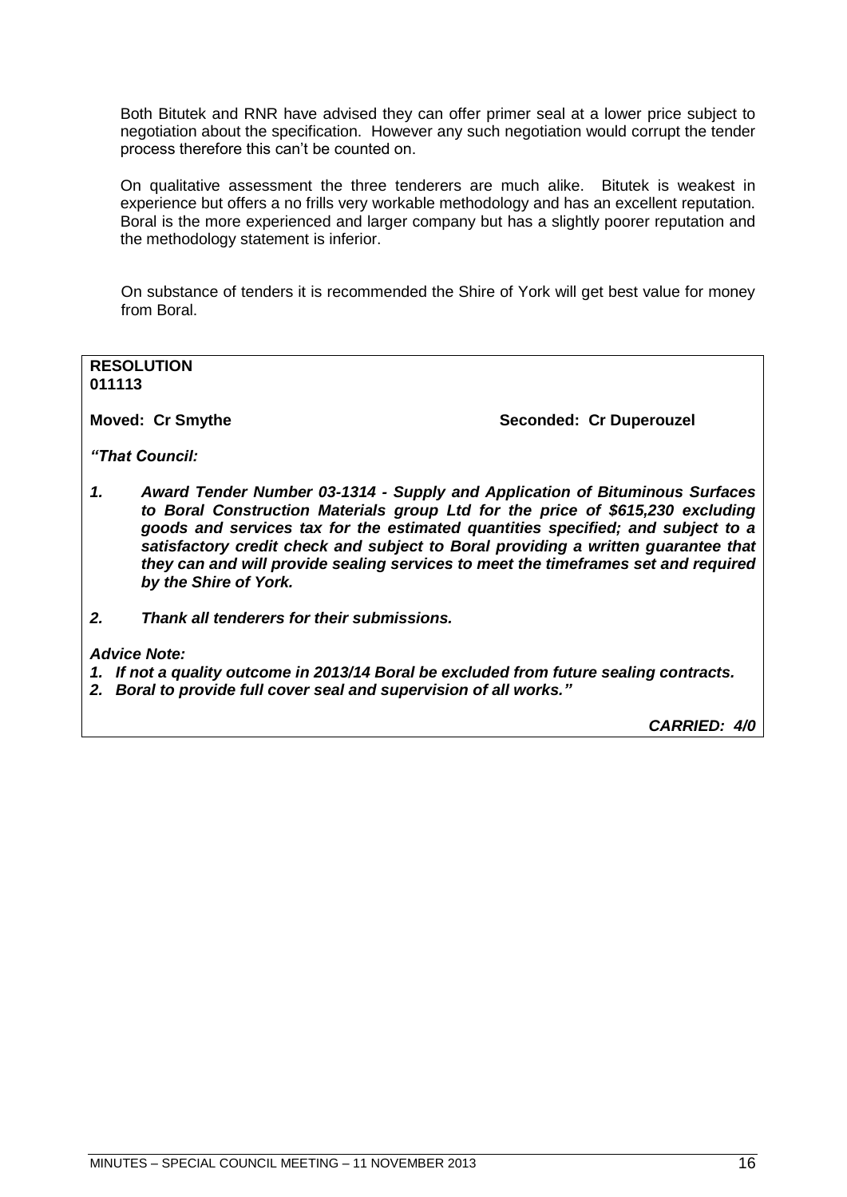Both Bitutek and RNR have advised they can offer primer seal at a lower price subject to negotiation about the specification. However any such negotiation would corrupt the tender process therefore this can't be counted on.

On qualitative assessment the three tenderers are much alike. Bitutek is weakest in experience but offers a no frills very workable methodology and has an excellent reputation. Boral is the more experienced and larger company but has a slightly poorer reputation and the methodology statement is inferior.

On substance of tenders it is recommended the Shire of York will get best value for money from Boral.

**RESOLUTION**
**011113**

**Moved: Cr Smythe** **Seconded: Cr Duperouzel**

***"That Council:***

1. ***Award Tender Number 03-1314 - Supply and Application of Bituminous Surfaces to Boral Construction Materials group Ltd for the price of $615,230 excluding goods and services tax for the estimated quantities specified; and subject to a satisfactory credit check and subject to Boral providing a written guarantee that they can and will provide sealing services to meet the timeframes set and required by the Shire of York.***

2. ***Thank all tenderers for their submissions.***

***Advice Note:***

1. ***If not a quality outcome in 2013/14 Boral be excluded from future sealing contracts.***
2. ***Boral to provide full cover seal and supervision of all works."***

***CARRIED: 4/0***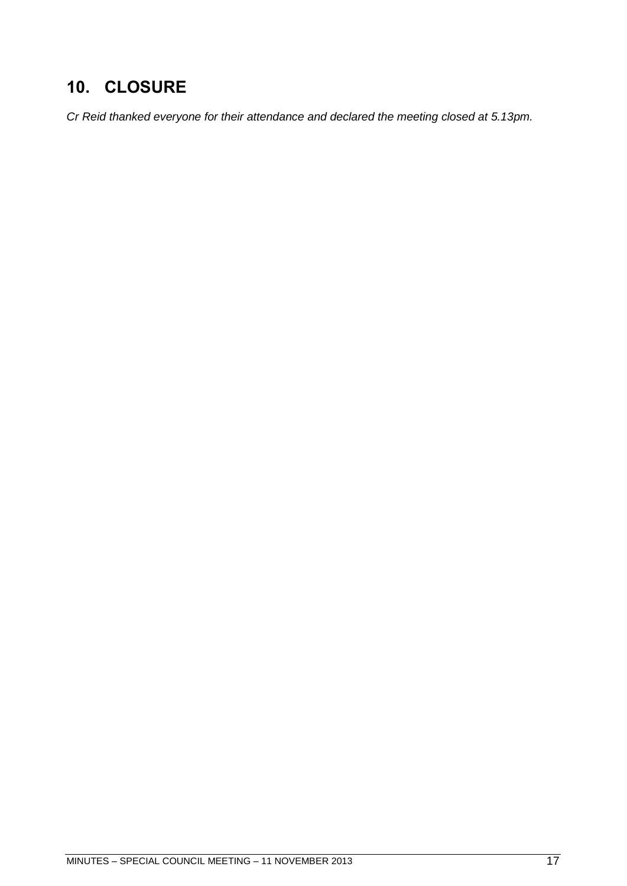## 10. CLOSURE

*Cr Reid thanked everyone for their attendance and declared the meeting closed at 5.13pm.*